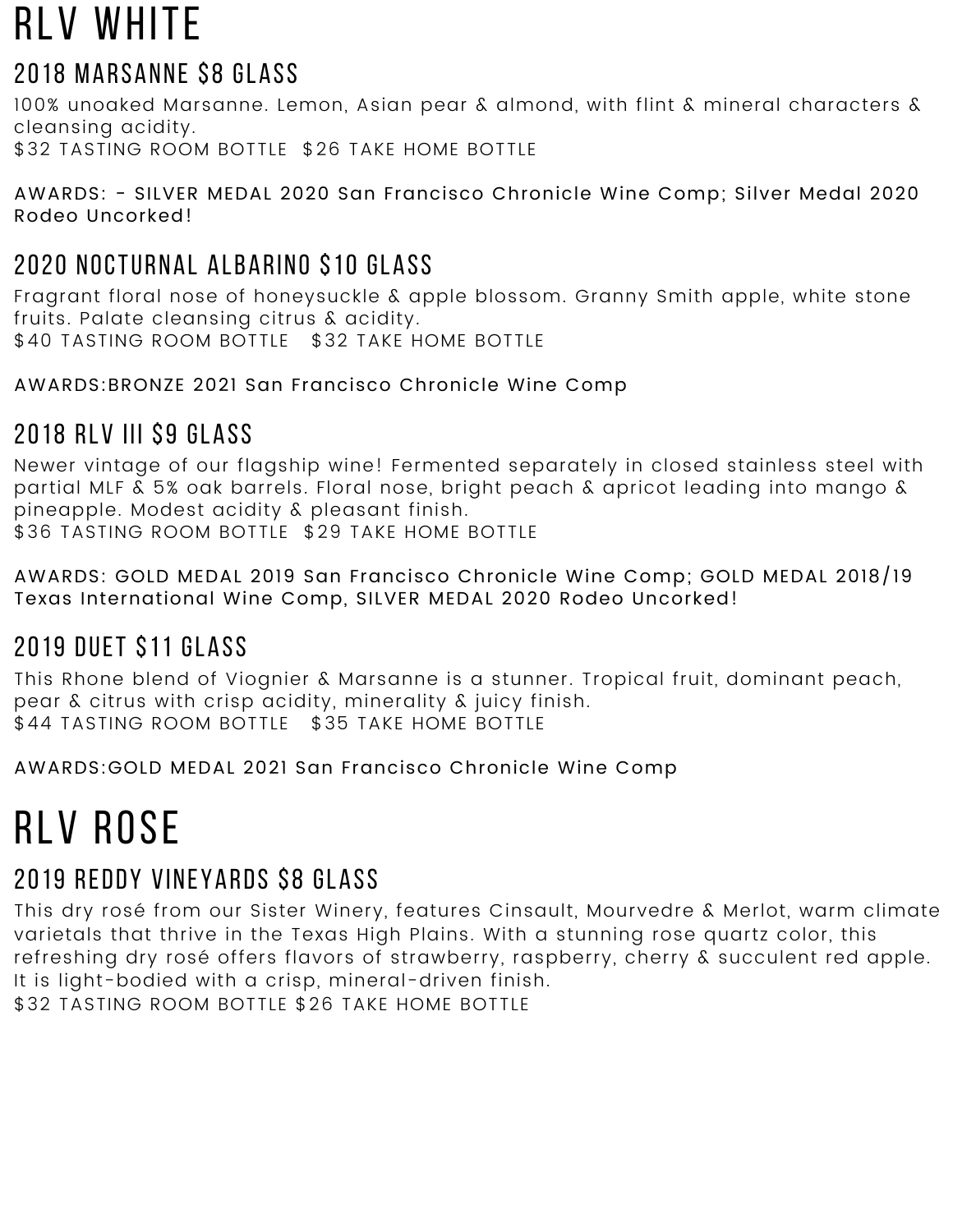# RLV WHITE

## 2018 MARSANNE $8 GLASS

100% unoaked Marsanne. Lemon, Asian pear & almond, with flint & mineral characters & cleansing acidity.
$32 TASTING ROOM BOTTLE  $26 TAKE HOME BOTTLE

AWARDS: - SILVER MEDAL 2020 San Francisco Chronicle Wine Comp; Silver Medal 2020 Rodeo Uncorked!

## 2020 NOCTURNAL ALBARINO $10 GLASS

Fragrant floral nose of honeysuckle & apple blossom. Granny Smith apple, white stone fruits. Palate cleansing citrus & acidity.
$40 TASTING ROOM BOTTLE   $32 TAKE HOME BOTTLE

AWARDS:BRONZE 2021 San Francisco Chronicle Wine Comp

## 2018 RLV III $9 GLASS

Newer vintage of our flagship wine! Fermented separately in closed stainless steel with partial MLF & 5% oak barrels. Floral nose, bright peach & apricot leading into mango & pineapple. Modest acidity & pleasant finish.
$36 TASTING ROOM BOTTLE  $29 TAKE HOME BOTTLE

AWARDS: GOLD MEDAL 2019 San Francisco Chronicle Wine Comp; GOLD MEDAL 2018/19 Texas International Wine Comp, SILVER MEDAL 2020 Rodeo Uncorked!

## 2019 DUET $11 GLASS

This Rhone blend of Viognier & Marsanne is a stunner. Tropical fruit, dominant peach, pear & citrus with crisp acidity, minerality & juicy finish.
$44 TASTING ROOM BOTTLE   $35 TAKE HOME BOTTLE

AWARDS:GOLD MEDAL 2021 San Francisco Chronicle Wine Comp

# RLV ROSE

## 2019 REDDY VINEYARDS $8 GLASS

This dry rosé from our Sister Winery, features Cinsault, Mourvedre & Merlot, warm climate varietals that thrive in the Texas High Plains. With a stunning rose quartz color, this refreshing dry rosé offers flavors of strawberry, raspberry, cherry & succulent red apple. It is light-bodied with a crisp, mineral-driven finish.
$32 TASTING ROOM BOTTLE $26 TAKE HOME BOTTLE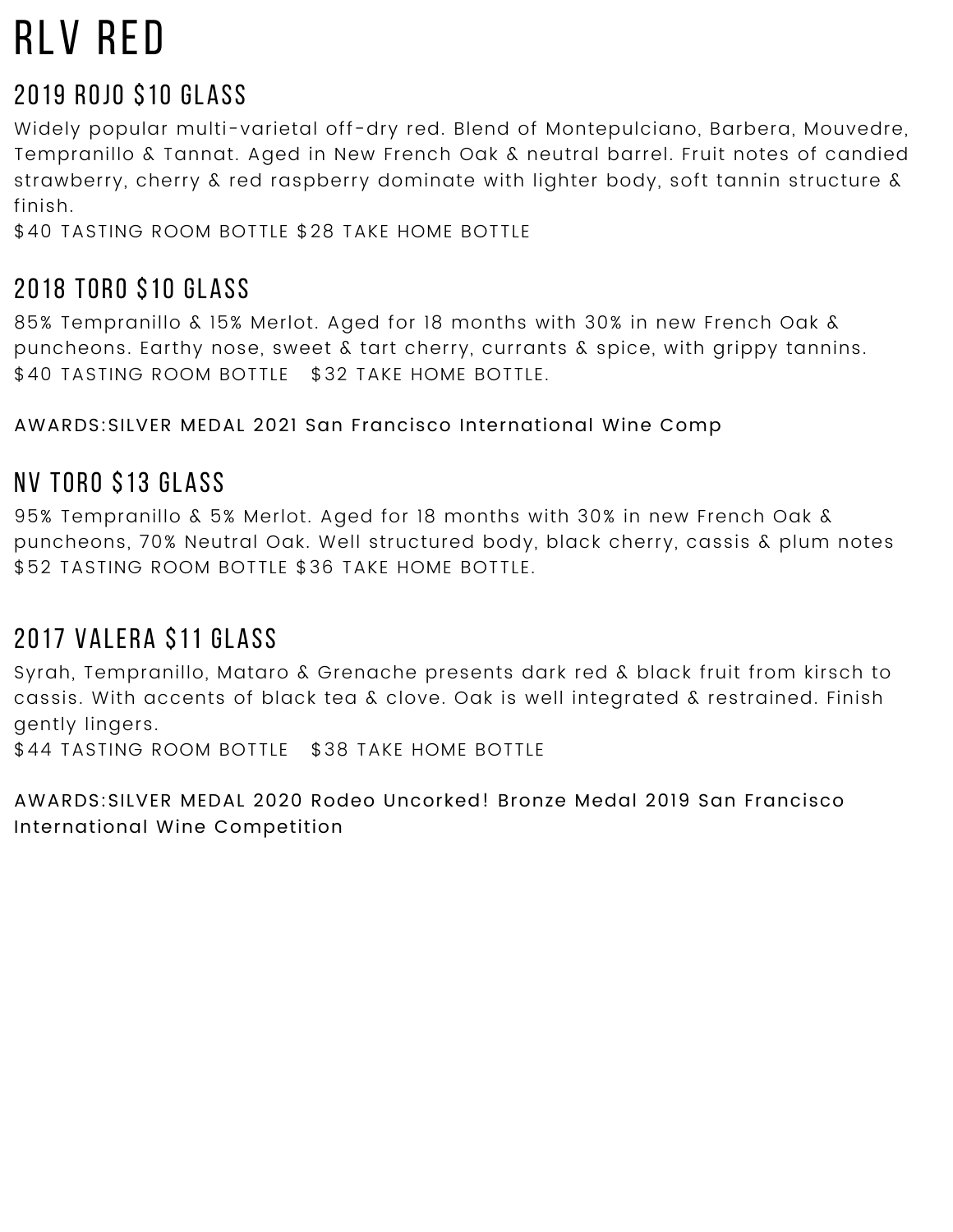# RLV RED

## 2019 ROJO $10 GLASS

Widely popular multi-varietal off-dry red. Blend of Montepulciano, Barbera, Mouvedre, Tempranillo & Tannat. Aged in New French Oak & neutral barrel. Fruit notes of candied strawberry, cherry & red raspberry dominate with lighter body, soft tannin structure & finish.

$40 TASTING ROOM BOTTLE $28 TAKE HOME BOTTLE

## 2018 TORO $10 GLASS

85% Tempranillo & 15% Merlot. Aged for 18 months with 30% in new French Oak & puncheons. Earthy nose, sweet & tart cherry, currants & spice, with grippy tannins.

$40 TASTING ROOM BOTTLE $32 TAKE HOME BOTTLE.

AWARDS:SILVER MEDAL 2021 San Francisco International Wine Comp

## NV TORO $13 GLASS

95% Tempranillo & 5% Merlot. Aged for 18 months with 30% in new French Oak & puncheons, 70% Neutral Oak. Well structured body, black cherry, cassis & plum notes

$52 TASTING ROOM BOTTLE $36 TAKE HOME BOTTLE.

## 2017 VALERA $11 GLASS

Syrah, Tempranillo, Mataro & Grenache presents dark red & black fruit from kirsch to cassis. With accents of black tea & clove. Oak is well integrated & restrained. Finish gently lingers.

$44 TASTING ROOM BOTTLE $38 TAKE HOME BOTTLE

AWARDS:SILVER MEDAL 2020 Rodeo Uncorked! Bronze Medal 2019 San Francisco International Wine Competition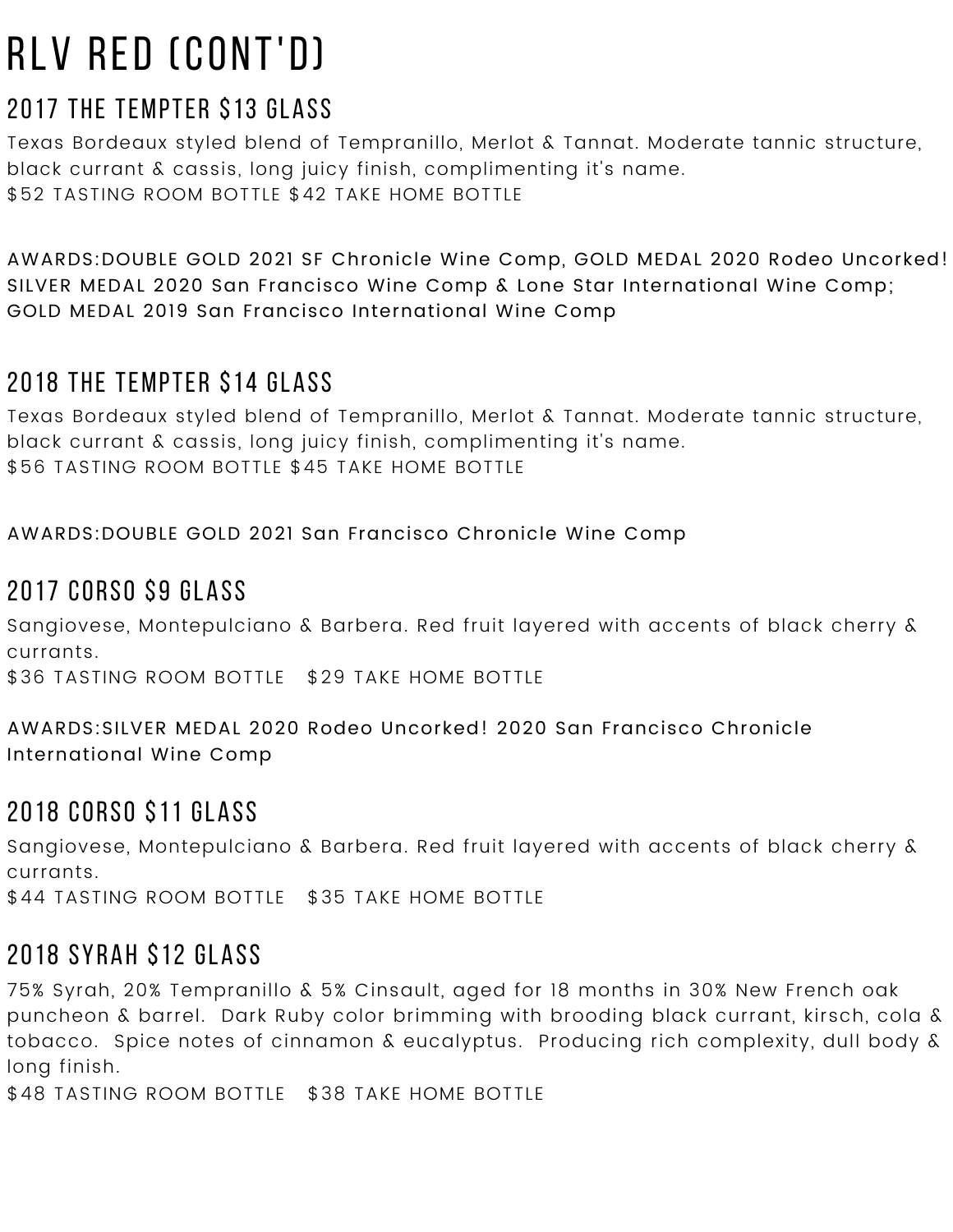# RLV RED (CONT'D)

## 2017 THE TEMPTER $13 GLASS

Texas Bordeaux styled blend of Tempranillo, Merlot & Tannat. Moderate tannic structure, black currant & cassis, long juicy finish, complimenting it's name.
$52 TASTING ROOM BOTTLE $42 TAKE HOME BOTTLE

AWARDS:DOUBLE GOLD 2021 SF Chronicle Wine Comp, GOLD MEDAL 2020 Rodeo Uncorked! SILVER MEDAL 2020 San Francisco Wine Comp & Lone Star International Wine Comp; GOLD MEDAL 2019 San Francisco International Wine Comp

## 2018 THE TEMPTER $14 GLASS

Texas Bordeaux styled blend of Tempranillo, Merlot & Tannat. Moderate tannic structure, black currant & cassis, long juicy finish, complimenting it's name.
$56 TASTING ROOM BOTTLE $45 TAKE HOME BOTTLE

AWARDS:DOUBLE GOLD 2021 San Francisco Chronicle Wine Comp

## 2017 CORSO $9 GLASS

Sangiovese, Montepulciano & Barbera. Red fruit layered with accents of black cherry & currants.
$36 TASTING ROOM BOTTLE $29 TAKE HOME BOTTLE

AWARDS:SILVER MEDAL 2020 Rodeo Uncorked! 2020 San Francisco Chronicle International Wine Comp

## 2018 CORSO $11 GLASS

Sangiovese, Montepulciano & Barbera. Red fruit layered with accents of black cherry & currants.
$44 TASTING ROOM BOTTLE $35 TAKE HOME BOTTLE

## 2018 SYRAH $12 GLASS

75% Syrah, 20% Tempranillo & 5% Cinsault, aged for 18 months in 30% New French oak puncheon & barrel. Dark Ruby color brimming with brooding black currant, kirsch, cola & tobacco. Spice notes of cinnamon & eucalyptus. Producing rich complexity, dull body & long finish.
$48 TASTING ROOM BOTTLE $38 TAKE HOME BOTTLE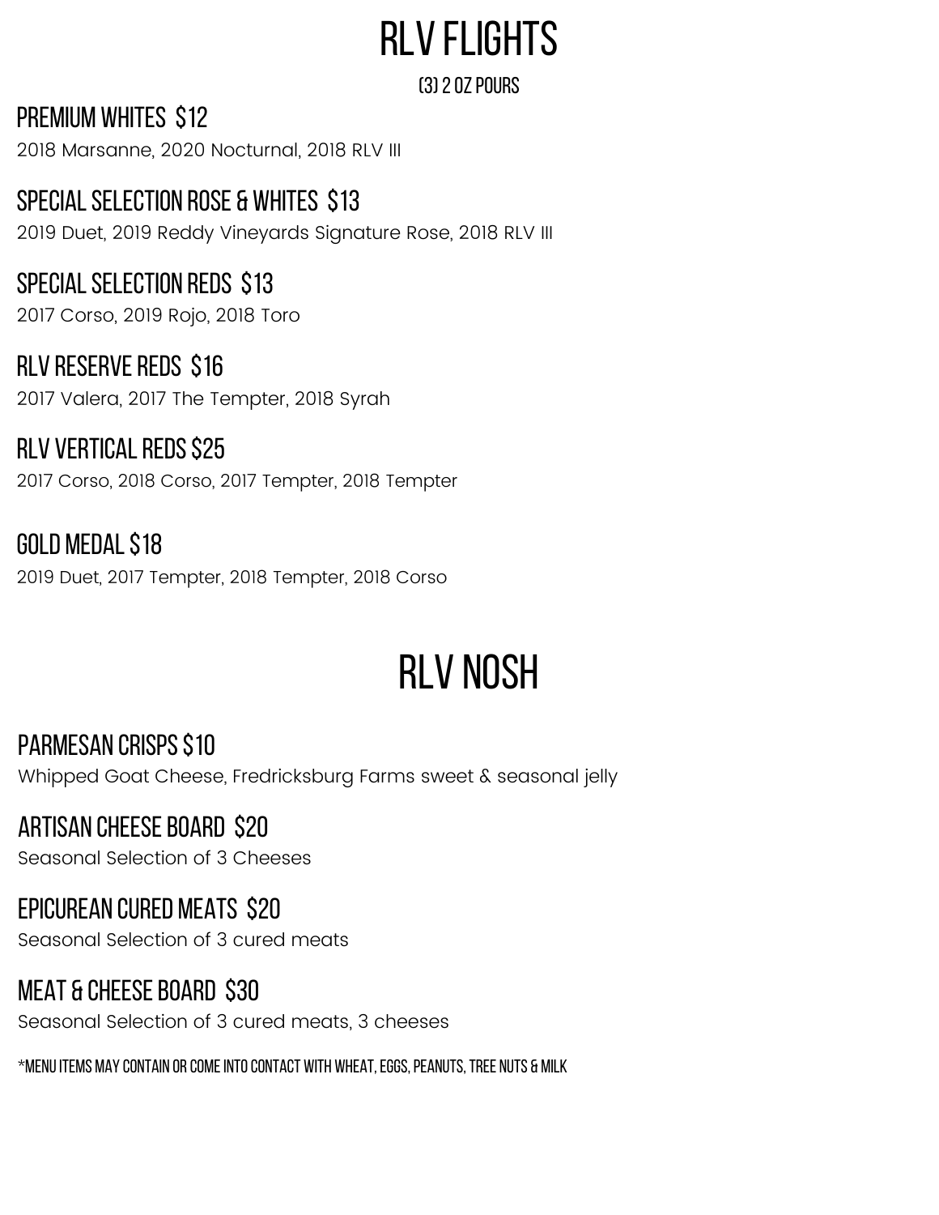# RLV FLIGHTS

(3) 2 OZ POURS

## PREMIUM WHITES $12

2018 Marsanne, 2020 Nocturnal, 2018 RLV III

## SPECIAL SELECTION ROSE & WHITES $13

2019 Duet, 2019 Reddy Vineyards Signature Rose, 2018 RLV III

## SPECIAL SELECTION REDS $13

2017 Corso, 2019 Rojo, 2018 Toro

## RLV RESERVE REDS $16

2017 Valera, 2017 The Tempter, 2018 Syrah

## RLV VERTICAL REDS $25

2017 Corso, 2018 Corso, 2017 Tempter, 2018 Tempter

## GOLD MEDAL $18

2019 Duet, 2017 Tempter, 2018 Tempter, 2018 Corso

# RLV NOSH

## PARMESAN CRISPS $10

Whipped Goat Cheese, Fredricksburg Farms sweet & seasonal jelly

## ARTISAN CHEESE BOARD $20

Seasonal Selection of 3 Cheeses

## EPICUREAN CURED MEATS $20

Seasonal Selection of 3 cured meats

## MEAT & CHEESE BOARD $30

Seasonal Selection of 3 cured meats, 3 cheeses

*MENU ITEMS MAY CONTAIN OR COME INTO CONTACT WITH WHEAT, EGGS, PEANUTS, TREE NUTS & MILK